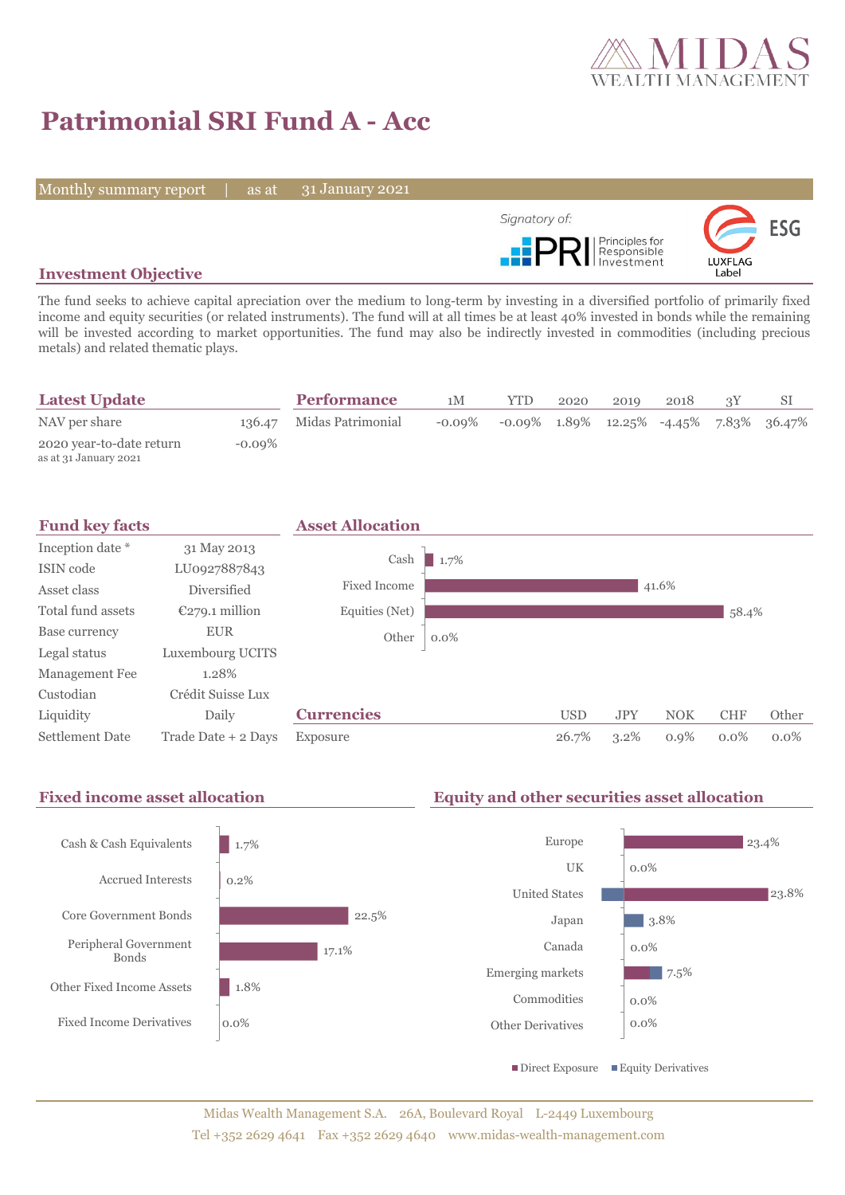# Patrimonial SRI Fund A - Acc

Monthly summary report | as at 31 January 2021

Signatory of: PRI Principles for Responsible Investment

LUXFLAG ESG Label

## Investment Objective

The fund seeks to achieve capital apreciation over the medium to long-term by investing in a diversified portfolio of primarily fixed income and equity securities (or related instruments). The fund will at all times be at least 40% invested in bonds while the remaining will be invested according to market opportunities. The fund may also be indirectly invested in commodities (including precious metals) and related thematic plays.

## Latest Update

| | |
|---|---|
| NAV per share | 136.47 |
| 2020 year-to-date return<br>as at 31 January 2021 | -0.09% |

## Performance

| | 1M | YTD | 2020 | 2019 | 2018 | 3Y | SI |
|---|---|---|---|---|---|---|---|
| Midas Patrimonial | -0.09% | -0.09% | 1.89% | 12.25% | -4.45% | 7.83% | 36.47% |

## Fund key facts

| | |
|---|---|
| Inception date * | 31 May 2013 |
| ISIN code | LU0927887843 |
| Asset class | Diversified |
| Total fund assets | €279.1 million |
| Base currency | EUR |
| Legal status | Luxembourg UCITS |
| Management Fee | 1.28% |
| Custodian | Crédit Suisse Lux |
| Liquidity | Daily |
| Settlement Date | Trade Date + 2 Days |

## Asset Allocation

| | |
|---|---|
| Cash | 1.7% |
| Fixed Income | 41.6% |
| Equities (Net) | 58.4% |
| Other | 0.0% |

## Currencies

| | USD | JPY | NOK | CHF | Other |
|---|---|---|---|---|---|
| Exposure | 26.7% | 3.2% | 0.9% | 0.0% | 0.0% |

## Fixed income asset allocation

| | |
|---|---|
| Cash & Cash Equivalents | 1.7% |
| Accrued Interests | 0.2% |
| Core Government Bonds | 22.5% |
| Peripheral Government Bonds | 17.1% |
| Other Fixed Income Assets | 1.8% |
| Fixed Income Derivatives | 0.0% |

## Equity and other securities asset allocation

| | |
|---|---|
| Europe | 23.4% |
| UK | 0.0% |
| United States | 23.8% |
| Japan | 3.8% |
| Canada | 0.0% |
| Emerging markets | 7.5% |
| Commodities | 0.0% |
| Other Derivatives | 0.0% |

■ Direct Exposure ■ Equity Derivatives

Midas Wealth Management S.A. 26A, Boulevard Royal L-2449 Luxembourg
Tel +352 2629 4641 Fax +352 2629 4640 www.midas-wealth-management.com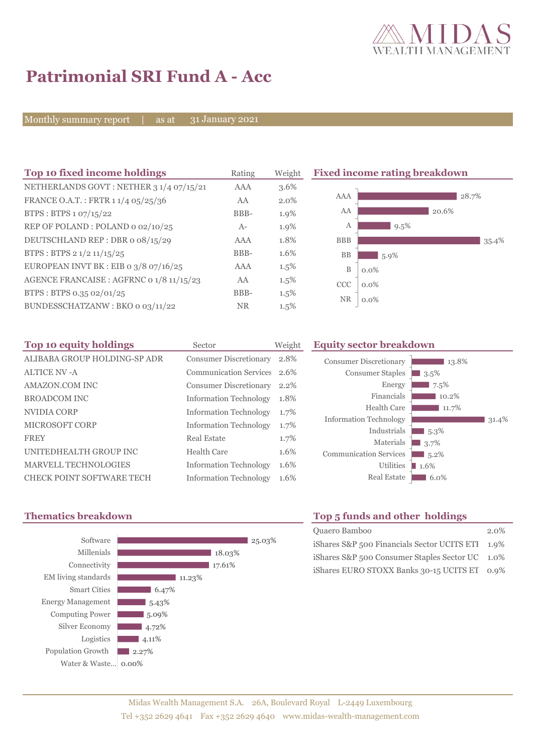# Patrimonial SRI Fund A - Acc

Monthly summary report | as at 31 January 2021

## Top 10 fixed income holdings

| Top 10 fixed income holdings | Rating | Weight |
|---|---|---|
| NETHERLANDS GOVT : NETHER 3 1/4 07/15/21 | AAA | 3.6% |
| FRANCE O.A.T. : FRTR 1 1/4 05/25/36 | AA | 2.0% |
| BTPS : BTPS 1 07/15/22 | BBB- | 1.9% |
| REP OF POLAND : POLAND 0 02/10/25 | A- | 1.9% |
| DEUTSCHLAND REP : DBR 0 08/15/29 | AAA | 1.8% |
| BTPS : BTPS 2 1/2 11/15/25 | BBB- | 1.6% |
| EUROPEAN INVT BK : EIB 0 3/8 07/16/25 | AAA | 1.5% |
| AGENCE FRANCAISE : AGFRNC 0 1/8 11/15/23 | AA | 1.5% |
| BTPS : BTPS 0.35 02/01/25 | BBB- | 1.5% |
| BUNDESSCHATZANW : BKO 0 03/11/22 | NR | 1.5% |

## Fixed income rating breakdown

| Rating | Weight |
|---|---|
| AAA | 28.7% |
| AA | 20.6% |
| A | 9.5% |
| BBB | 35.4% |
| BB | 5.9% |
| B | 0.0% |
| CCC | 0.0% |
| NR | 0.0% |

## Top 10 equity holdings

| Top 10 equity holdings | Sector | Weight |
|---|---|---|
| ALIBABA GROUP HOLDING-SP ADR | Consumer Discretionary | 2.8% |
| ALTICE NV -A | Communication Services | 2.6% |
| AMAZON.COM INC | Consumer Discretionary | 2.2% |
| BROADCOM INC | Information Technology | 1.8% |
| NVIDIA CORP | Information Technology | 1.7% |
| MICROSOFT CORP | Information Technology | 1.7% |
| FREY | Real Estate | 1.7% |
| UNITEDHEALTH GROUP INC | Health Care | 1.6% |
| MARVELL TECHNOLOGIES | Information Technology | 1.6% |
| CHECK POINT SOFTWARE TECH | Information Technology | 1.6% |

## Equity sector breakdown

| Sector | Weight |
|---|---|
| Consumer Discretionary | 13.8% |
| Consumer Staples | 3.5% |
| Energy | 7.5% |
| Financials | 10.2% |
| Health Care | 11.7% |
| Information Technology | 31.4% |
| Industrials | 5.3% |
| Materials | 3.7% |
| Communication Services | 5.2% |
| Utilities | 1.6% |
| Real Estate | 6.0% |

## Thematics breakdown

| Thematic | Weight |
|---|---|
| Software | 25.03% |
| Millenials | 18.03% |
| Connectivity | 17.61% |
| EM living standards | 11.23% |
| Smart Cities | 6.47% |
| Energy Management | 5.43% |
| Computing Power | 5.09% |
| Silver Economy | 4.72% |
| Logistics | 4.11% |
| Population Growth | 2.27% |
| Water & Waste... | 0.00% |

## Top 5 funds and other holdings

| Holding | Weight |
|---|---|
| Quaero Bamboo | 2.0% |
| iShares S&P 500 Financials Sector UCITS ETF | 1.9% |
| iShares S&P 500 Consumer Staples Sector UC | 1.0% |
| iShares EURO STOXX Banks 30-15 UCITS ET | 0.9% |

Midas Wealth Management S.A. 26A, Boulevard Royal L-2449 Luxembourg
Tel +352 2629 4641 Fax +352 2629 4640 www.midas-wealth-management.com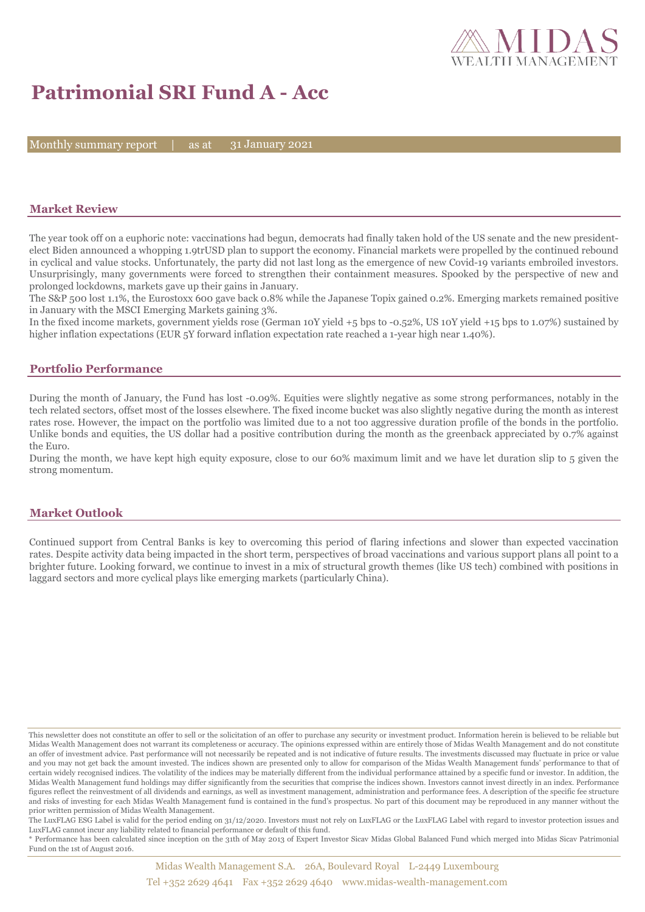# Patrimonial SRI Fund A - Acc

Monthly summary report | as at 31 January 2021

## Market Review

The year took off on a euphoric note: vaccinations had begun, democrats had finally taken hold of the US senate and the new president-elect Biden announced a whopping 1.9trUSD plan to support the economy. Financial markets were propelled by the continued rebound in cyclical and value stocks. Unfortunately, the party did not last long as the emergence of new Covid-19 variants embroiled investors. Unsurprisingly, many governments were forced to strengthen their containment measures. Spooked by the perspective of new and prolonged lockdowns, markets gave up their gains in January.

The S&P 500 lost 1.1%, the Eurostoxx 600 gave back 0.8% while the Japanese Topix gained 0.2%. Emerging markets remained positive in January with the MSCI Emerging Markets gaining 3%.

In the fixed income markets, government yields rose (German 10Y yield +5 bps to -0.52%, US 10Y yield +15 bps to 1.07%) sustained by higher inflation expectations (EUR 5Y forward inflation expectation rate reached a 1-year high near 1.40%).

## Portfolio Performance

During the month of January, the Fund has lost -0.09%. Equities were slightly negative as some strong performances, notably in the tech related sectors, offset most of the losses elsewhere. The fixed income bucket was also slightly negative during the month as interest rates rose. However, the impact on the portfolio was limited due to a not too aggressive duration profile of the bonds in the portfolio. Unlike bonds and equities, the US dollar had a positive contribution during the month as the greenback appreciated by 0.7% against the Euro.

During the month, we have kept high equity exposure, close to our 60% maximum limit and we have let duration slip to 5 given the strong momentum.

## Market Outlook

Continued support from Central Banks is key to overcoming this period of flaring infections and slower than expected vaccination rates. Despite activity data being impacted in the short term, perspectives of broad vaccinations and various support plans all point to a brighter future. Looking forward, we continue to invest in a mix of structural growth themes (like US tech) combined with positions in laggard sectors and more cyclical plays like emerging markets (particularly China).

This newsletter does not constitute an offer to sell or the solicitation of an offer to purchase any security or investment product. Information herein is believed to be reliable but Midas Wealth Management does not warrant its completeness or accuracy. The opinions expressed within are entirely those of Midas Wealth Management and do not constitute an offer of investment advice. Past performance will not necessarily be repeated and is not indicative of future results. The investments discussed may fluctuate in price or value and you may not get back the amount invested. The indices shown are presented only to allow for comparison of the Midas Wealth Management funds' performance to that of certain widely recognised indices. The volatility of the indices may be materially different from the individual performance attained by a specific fund or investor. In addition, the Midas Wealth Management fund holdings may differ significantly from the securities that comprise the indices shown. Investors cannot invest directly in an index. Performance figures reflect the reinvestment of all dividends and earnings, as well as investment management, administration and performance fees. A description of the specific fee structure and risks of investing for each Midas Wealth Management fund is contained in the fund's prospectus. No part of this document may be reproduced in any manner without the prior written permission of Midas Wealth Management.

The LuxFLAG ESG Label is valid for the period ending on 31/12/2020. Investors must not rely on LuxFLAG or the LuxFLAG Label with regard to investor protection issues and LuxFLAG cannot incur any liability related to financial performance or default of this fund.

* Performance has been calculated since inception on the 31th of May 2013 of Expert Investor Sicav Midas Global Balanced Fund which merged into Midas Sicav Patrimonial Fund on the 1st of August 2016.

Midas Wealth Management S.A. 26A, Boulevard Royal L-2449 Luxembourg
Tel +352 2629 4641 Fax +352 2629 4640 www.midas-wealth-management.com